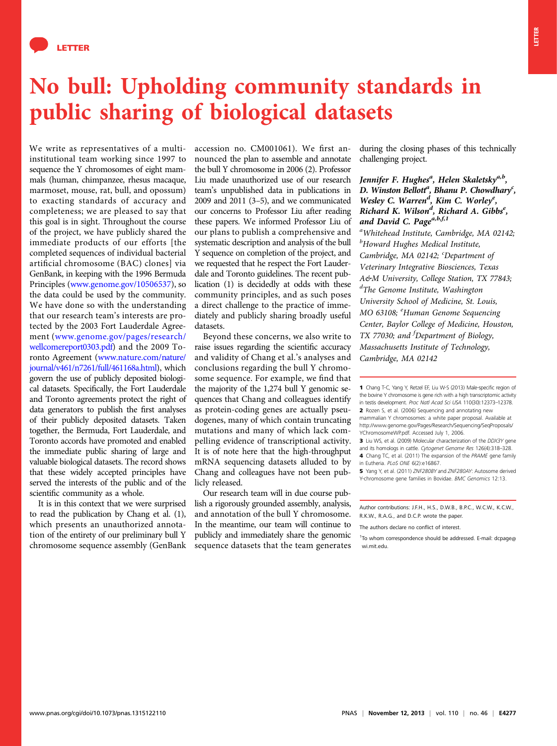LETTER

# No bull: Upholding community standards in public sharing of biological datasets

We write as representatives of a multi-institutional team working since 1997 to sequence the Y chromosomes of eight mammals (human, chimpanzee, rhesus macaque, marmoset, mouse, rat, bull, and opossum) to exacting standards of accuracy and completeness; we are pleased to say that this goal is in sight. Throughout the course of the project, we have publicly shared the immediate products of our efforts [the completed sequences of individual bacterial artificial chromosome (BAC) clones] via GenBank, in keeping with the 1996 Bermuda Principles (www.genome.gov/10506537), so the data could be used by the community. We have done so with the understanding that our research team's interests are protected by the 2003 Fort Lauderdale Agreement (www.genome.gov/pages/research/wellcomereport0303.pdf) and the 2009 Toronto Agreement (www.nature.com/nature/journal/v461/n7261/full/461168a.html), which govern the use of publicly deposited biological datasets. Specifically, the Fort Lauderdale and Toronto agreements protect the right of data generators to publish the first analyses of their publicly deposited datasets. Taken together, the Bermuda, Fort Lauderdale, and Toronto accords have promoted and enabled the immediate public sharing of large and valuable biological datasets. The record shows that these widely accepted principles have served the interests of the public and of the scientific community as a whole.

It is in this context that we were surprised to read the publication by Chang et al. (1), which presents an unauthorized annotation of the entirety of our preliminary bull Y chromosome sequence assembly (GenBank accession no. CM001061). We first announced the plan to assemble and annotate the bull Y chromosome in 2006 (2). Professor Liu made unauthorized use of our research team's unpublished data in publications in 2009 and 2011 (3–5), and we communicated our concerns to Professor Liu after reading these papers. We informed Professor Liu of our plans to publish a comprehensive and systematic description and analysis of the bull Y sequence on completion of the project, and we requested that he respect the Fort Lauderdale and Toronto guidelines. The recent publication (1) is decidedly at odds with these community principles, and as such poses a direct challenge to the practice of immediately and publicly sharing broadly useful datasets.

Beyond these concerns, we also write to raise issues regarding the scientific accuracy and validity of Chang et al.'s analyses and conclusions regarding the bull Y chromosome sequence. For example, we find that the majority of the 1,274 bull Y genomic sequences that Chang and colleagues identify as protein-coding genes are actually pseudogenes, many of which contain truncating mutations and many of which lack compelling evidence of transcriptional activity. It is of note here that the high-throughput mRNA sequencing datasets alluded to by Chang and colleagues have not been publicly released.

Our research team will in due course publish a rigorously grounded assembly, analysis, and annotation of the bull Y chromosome. In the meantime, our team will continue to publicly and immediately share the genomic sequence datasets that the team generates during the closing phases of this technically challenging project.

***Jennifer F. Hughes[a], Helen Skaletsky[a,b], D. Winston Bellott[a], Bhanu P. Chowdhary[c], Wesley C. Warren[d], Kim C. Worley[e], Richard K. Wilson[d], Richard A. Gibbs[e], and David C. Page[a,b,f,1]***

*[a]Whitehead Institute, Cambridge, MA 02142; [b]Howard Hughes Medical Institute, Cambridge, MA 02142; [c]Department of Veterinary Integrative Biosciences, Texas A&M University, College Station, TX 77843; [d]The Genome Institute, Washington University School of Medicine, St. Louis, MO 63108; [e]Human Genome Sequencing Center, Baylor College of Medicine, Houston, TX 77030; and [f]Department of Biology, Massachusetts Institute of Technology, Cambridge, MA 02142*

1 Chang T-C, Yang Y, Retzel EF, Liu W-S (2013) Male-specific region of the bovine Y chromosome is gene rich with a high transcriptomic activity in testis development. *Proc Natl Acad Sci USA* 110(30):12373–12378.

2 Rozen S, et al. (2006) Sequencing and annotating new mammalian Y chromosomes: a white paper proposal. Available at http://www.genome.gov/Pages/Research/Sequencing/SeqProposals/YChromosomeWP.pdf. Accessed July 1, 2006.

3 Liu WS, et al. (2009) Molecular characterization of the *DDX3Y* gene and its homologs in cattle. *Cytogenet Genome Res* 126(4):318–328.

4 Chang TC, et al. (2011) The expansion of the *PRAME* gene family in Eutheria. *PLoS ONE* 6(2):e16867.

5 Yang Y, et al. (2011) *ZNF280BY* and *ZNF280AY*: Autosome derived Y-chromosome gene families in Bovidae. *BMC Genomics* 12:13.

Author contributions: J.F.H., H.S., D.W.B., B.P.C., W.C.W., K.C.W., R.K.W., R.A.G., and D.C.P. wrote the paper.

The authors declare no conflict of interest.

[1]To whom correspondence should be addressed. E-mail: dcpage@wi.mit.edu.

www.pnas.org/cgi/doi/10.1073/pnas.1315122110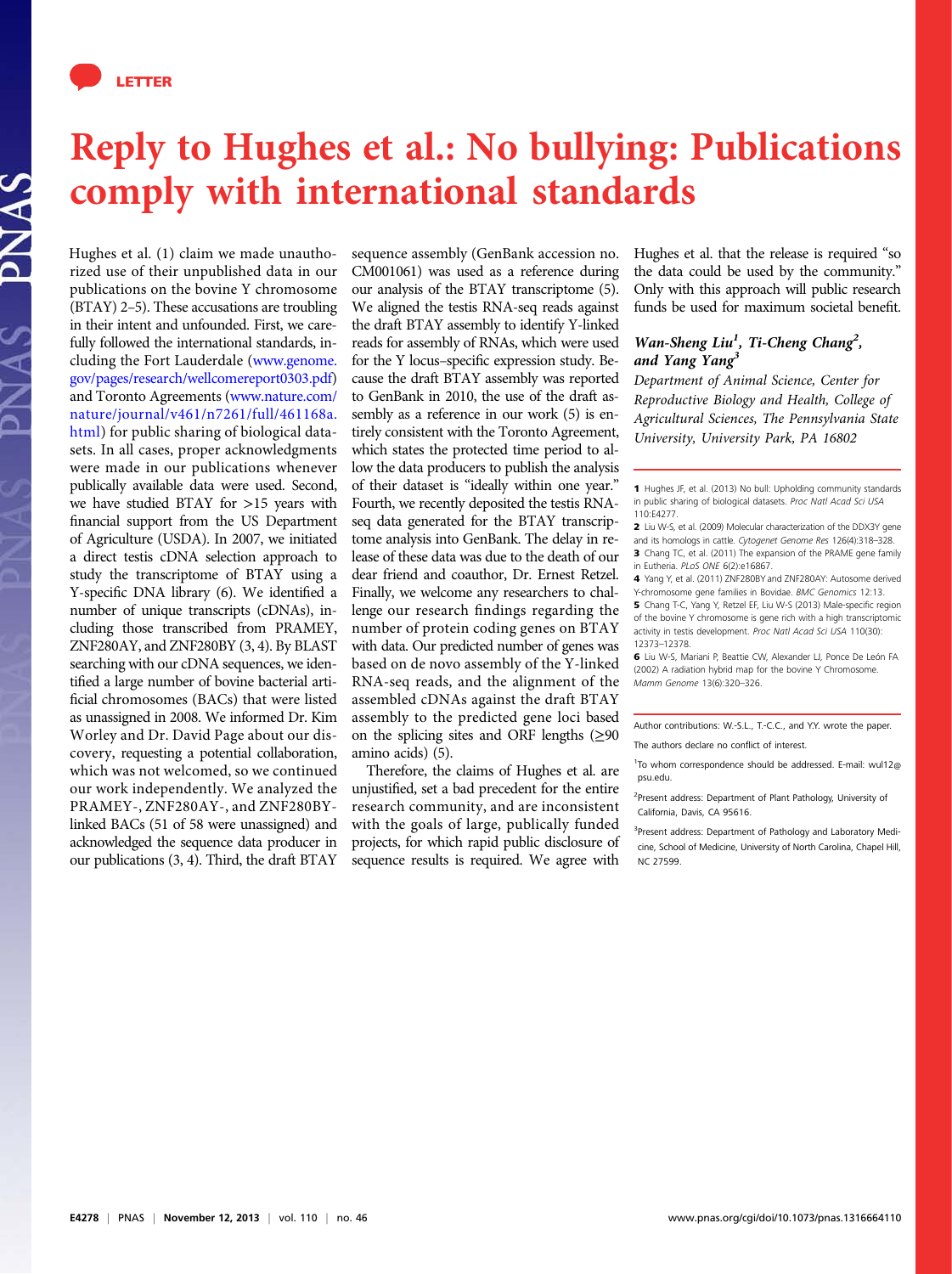LETTER

# Reply to Hughes et al.: No bullying: Publications comply with international standards

Hughes et al. (1) claim we made unauthorized use of their unpublished data in our publications on the bovine Y chromosome (BTAY) 2–5). These accusations are troubling in their intent and unfounded. First, we carefully followed the international standards, including the Fort Lauderdale (www.genome.gov/pages/research/wellcomereport0303.pdf) and Toronto Agreements (www.nature.com/nature/journal/v461/n7261/full/461168a.html) for public sharing of biological datasets. In all cases, proper acknowledgments were made in our publications whenever publically available data were used. Second, we have studied BTAY for >15 years with financial support from the US Department of Agriculture (USDA). In 2007, we initiated a direct testis cDNA selection approach to study the transcriptome of BTAY using a Y-specific DNA library (6). We identified a number of unique transcripts (cDNAs), including those transcribed from PRAMEY, ZNF280AY, and ZNF280BY (3, 4). By BLAST searching with our cDNA sequences, we identified a large number of bovine bacterial artificial chromosomes (BACs) that were listed as unassigned in 2008. We informed Dr. Kim Worley and Dr. David Page about our discovery, requesting a potential collaboration, which was not welcomed, so we continued our work independently. We analyzed the PRAMEY-, ZNF280AY-, and ZNF280BY-linked BACs (51 of 58 were unassigned) and acknowledged the sequence data producer in our publications (3, 4). Third, the draft BTAY sequence assembly (GenBank accession no. CM001061) was used as a reference during our analysis of the BTAY transcriptome (5). We aligned the testis RNA-seq reads against the draft BTAY assembly to identify Y-linked reads for assembly of RNAs, which were used for the Y locus–specific expression study. Because the draft BTAY assembly was reported to GenBank in 2010, the use of the draft assembly as a reference in our work (5) is entirely consistent with the Toronto Agreement, which states the protected time period to allow the data producers to publish the analysis of their dataset is "ideally within one year." Fourth, we recently deposited the testis RNA-seq data generated for the BTAY transcriptome analysis into GenBank. The delay in release of these data was due to the death of our dear friend and coauthor, Dr. Ernest Retzel. Finally, we welcome any researchers to challenge our research findings regarding the number of protein coding genes on BTAY with data. Our predicted number of genes was based on de novo assembly of the Y-linked RNA-seq reads, and the alignment of the assembled cDNAs against the draft BTAY assembly to the predicted gene loci based on the splicing sites and ORF lengths (≥90 amino acids) (5).

Therefore, the claims of Hughes et al. are unjustified, set a bad precedent for the entire research community, and are inconsistent with the goals of large, publically funded projects, for which rapid public disclosure of sequence results is required. We agree with Hughes et al. that the release is required "so the data could be used by the community." Only with this approach will public research funds be used for maximum societal benefit.

***Wan-Sheng Liu*[1], *Ti-Cheng Chang*[2], *and Yang Yang*[3]**

*Department of Animal Science, Center for Reproductive Biology and Health, College of Agricultural Sciences, The Pennsylvania State University, University Park, PA 16802*

1 Hughes JF, et al. (2013) No bull: Upholding community standards in public sharing of biological datasets. *Proc Natl Acad Sci USA* 110:E4277.

2 Liu W-S, et al. (2009) Molecular characterization of the DDX3Y gene and its homologs in cattle. *Cytogenet Genome Res* 126(4):318–328.

3 Chang TC, et al. (2011) The expansion of the PRAME gene family in Eutheria. *PLoS ONE* 6(2):e16867.

4 Yang Y, et al. (2011) ZNF280BY and ZNF280AY: Autosome derived Y-chromosome gene families in Bovidae. *BMC Genomics* 12:13.

5 Chang T-C, Yang Y, Retzel EF, Liu W-S (2013) Male-specific region of the bovine Y chromosome is gene rich with a high transcriptomic activity in testis development. *Proc Natl Acad Sci USA* 110(30):12373–12378.

6 Liu W-S, Mariani P, Beattie CW, Alexander LJ, Ponce De León FA (2002) A radiation hybrid map for the bovine Y Chromosome. *Mamm Genome* 13(6):320–326.

Author contributions: W.-S.L., T.-C.C., and Y.Y. wrote the paper.

The authors declare no conflict of interest.

[1]To whom correspondence should be addressed. E-mail: wul12@psu.edu.

[2]Present address: Department of Plant Pathology, University of California, Davis, CA 95616.

[3]Present address: Department of Pathology and Laboratory Medicine, School of Medicine, University of North Carolina, Chapel Hill, NC 27599.